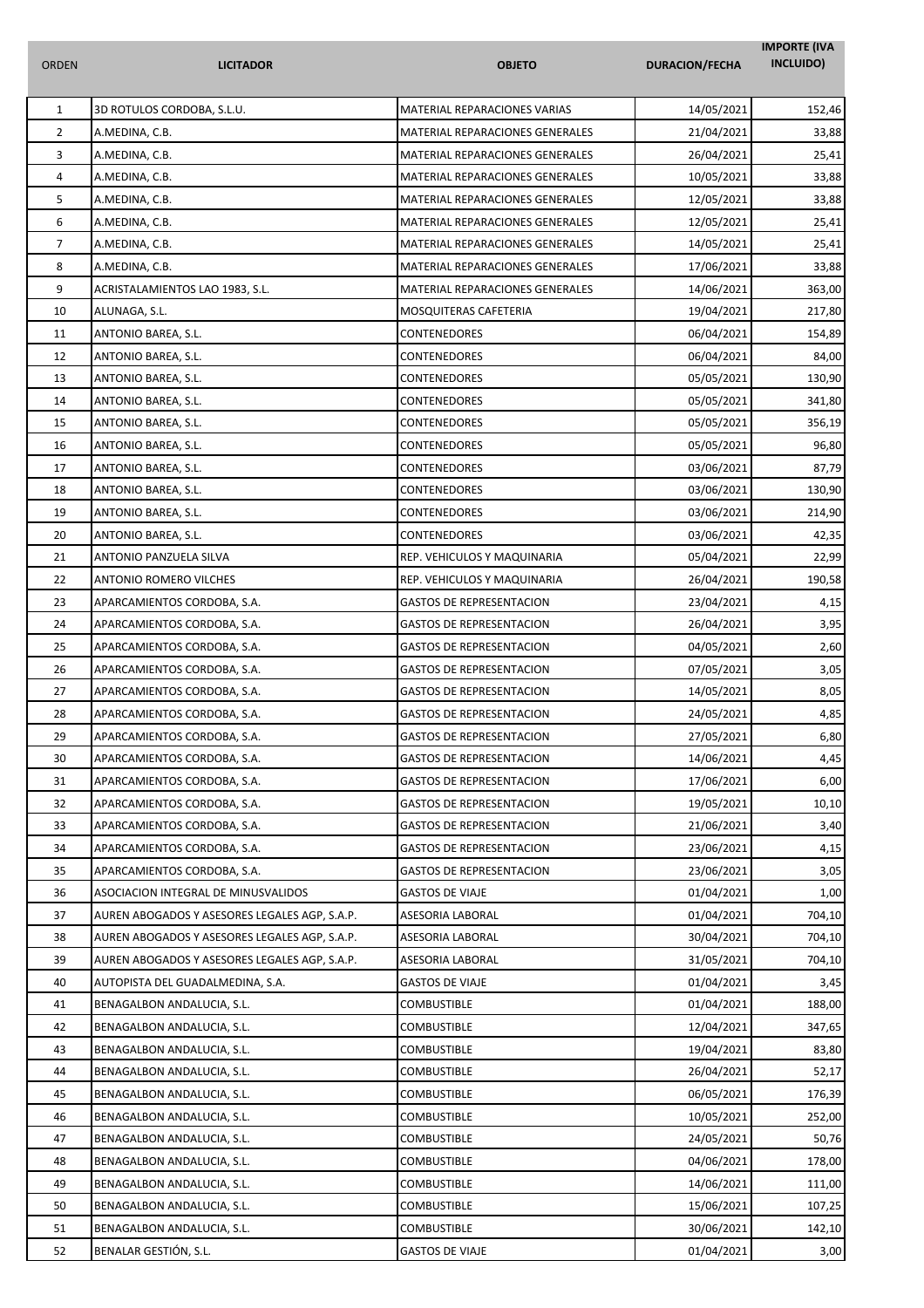| ORDEN | LICITADOR | OBJETO | DURACION/FECHA | IMPORTE (IVA INCLUIDO) |
|---|---|---|---|---|
| 1 | 3D ROTULOS CORDOBA, S.L.U. | MATERIAL REPARACIONES VARIAS | 14/05/2021 | 152,46 |
| 2 | A.MEDINA, C.B. | MATERIAL REPARACIONES GENERALES | 21/04/2021 | 33,88 |
| 3 | A.MEDINA, C.B. | MATERIAL REPARACIONES GENERALES | 26/04/2021 | 25,41 |
| 4 | A.MEDINA, C.B. | MATERIAL REPARACIONES GENERALES | 10/05/2021 | 33,88 |
| 5 | A.MEDINA, C.B. | MATERIAL REPARACIONES GENERALES | 12/05/2021 | 33,88 |
| 6 | A.MEDINA, C.B. | MATERIAL REPARACIONES GENERALES | 12/05/2021 | 25,41 |
| 7 | A.MEDINA, C.B. | MATERIAL REPARACIONES GENERALES | 14/05/2021 | 25,41 |
| 8 | A.MEDINA, C.B. | MATERIAL REPARACIONES GENERALES | 17/06/2021 | 33,88 |
| 9 | ACRISTALAMIENTOS LAO 1983, S.L. | MATERIAL REPARACIONES GENERALES | 14/06/2021 | 363,00 |
| 10 | ALUNAGA, S.L. | MOSQUITERAS CAFETERIA | 19/04/2021 | 217,80 |
| 11 | ANTONIO BAREA, S.L. | CONTENEDORES | 06/04/2021 | 154,89 |
| 12 | ANTONIO BAREA, S.L. | CONTENEDORES | 06/04/2021 | 84,00 |
| 13 | ANTONIO BAREA, S.L. | CONTENEDORES | 05/05/2021 | 130,90 |
| 14 | ANTONIO BAREA, S.L. | CONTENEDORES | 05/05/2021 | 341,80 |
| 15 | ANTONIO BAREA, S.L. | CONTENEDORES | 05/05/2021 | 356,19 |
| 16 | ANTONIO BAREA, S.L. | CONTENEDORES | 05/05/2021 | 96,80 |
| 17 | ANTONIO BAREA, S.L. | CONTENEDORES | 03/06/2021 | 87,79 |
| 18 | ANTONIO BAREA, S.L. | CONTENEDORES | 03/06/2021 | 130,90 |
| 19 | ANTONIO BAREA, S.L. | CONTENEDORES | 03/06/2021 | 214,90 |
| 20 | ANTONIO BAREA, S.L. | CONTENEDORES | 03/06/2021 | 42,35 |
| 21 | ANTONIO PANZUELA SILVA | REP. VEHICULOS Y MAQUINARIA | 05/04/2021 | 22,99 |
| 22 | ANTONIO ROMERO VILCHES | REP. VEHICULOS Y MAQUINARIA | 26/04/2021 | 190,58 |
| 23 | APARCAMIENTOS CORDOBA, S.A. | GASTOS DE REPRESENTACION | 23/04/2021 | 4,15 |
| 24 | APARCAMIENTOS CORDOBA, S.A. | GASTOS DE REPRESENTACION | 26/04/2021 | 3,95 |
| 25 | APARCAMIENTOS CORDOBA, S.A. | GASTOS DE REPRESENTACION | 04/05/2021 | 2,60 |
| 26 | APARCAMIENTOS CORDOBA, S.A. | GASTOS DE REPRESENTACION | 07/05/2021 | 3,05 |
| 27 | APARCAMIENTOS CORDOBA, S.A. | GASTOS DE REPRESENTACION | 14/05/2021 | 8,05 |
| 28 | APARCAMIENTOS CORDOBA, S.A. | GASTOS DE REPRESENTACION | 24/05/2021 | 4,85 |
| 29 | APARCAMIENTOS CORDOBA, S.A. | GASTOS DE REPRESENTACION | 27/05/2021 | 6,80 |
| 30 | APARCAMIENTOS CORDOBA, S.A. | GASTOS DE REPRESENTACION | 14/06/2021 | 4,45 |
| 31 | APARCAMIENTOS CORDOBA, S.A. | GASTOS DE REPRESENTACION | 17/06/2021 | 6,00 |
| 32 | APARCAMIENTOS CORDOBA, S.A. | GASTOS DE REPRESENTACION | 19/05/2021 | 10,10 |
| 33 | APARCAMIENTOS CORDOBA, S.A. | GASTOS DE REPRESENTACION | 21/06/2021 | 3,40 |
| 34 | APARCAMIENTOS CORDOBA, S.A. | GASTOS DE REPRESENTACION | 23/06/2021 | 4,15 |
| 35 | APARCAMIENTOS CORDOBA, S.A. | GASTOS DE REPRESENTACION | 23/06/2021 | 3,05 |
| 36 | ASOCIACION INTEGRAL DE MINUSVALIDOS | GASTOS DE VIAJE | 01/04/2021 | 1,00 |
| 37 | AUREN ABOGADOS Y ASESORES LEGALES AGP, S.A.P. | ASESORIA LABORAL | 01/04/2021 | 704,10 |
| 38 | AUREN ABOGADOS Y ASESORES LEGALES AGP, S.A.P. | ASESORIA LABORAL | 30/04/2021 | 704,10 |
| 39 | AUREN ABOGADOS Y ASESORES LEGALES AGP, S.A.P. | ASESORIA LABORAL | 31/05/2021 | 704,10 |
| 40 | AUTOPISTA DEL GUADALMEDINA, S.A. | GASTOS DE VIAJE | 01/04/2021 | 3,45 |
| 41 | BENAGALBON ANDALUCIA, S.L. | COMBUSTIBLE | 01/04/2021 | 188,00 |
| 42 | BENAGALBON ANDALUCIA, S.L. | COMBUSTIBLE | 12/04/2021 | 347,65 |
| 43 | BENAGALBON ANDALUCIA, S.L. | COMBUSTIBLE | 19/04/2021 | 83,80 |
| 44 | BENAGALBON ANDALUCIA, S.L. | COMBUSTIBLE | 26/04/2021 | 52,17 |
| 45 | BENAGALBON ANDALUCIA, S.L. | COMBUSTIBLE | 06/05/2021 | 176,39 |
| 46 | BENAGALBON ANDALUCIA, S.L. | COMBUSTIBLE | 10/05/2021 | 252,00 |
| 47 | BENAGALBON ANDALUCIA, S.L. | COMBUSTIBLE | 24/05/2021 | 50,76 |
| 48 | BENAGALBON ANDALUCIA, S.L. | COMBUSTIBLE | 04/06/2021 | 178,00 |
| 49 | BENAGALBON ANDALUCIA, S.L. | COMBUSTIBLE | 14/06/2021 | 111,00 |
| 50 | BENAGALBON ANDALUCIA, S.L. | COMBUSTIBLE | 15/06/2021 | 107,25 |
| 51 | BENAGALBON ANDALUCIA, S.L. | COMBUSTIBLE | 30/06/2021 | 142,10 |
| 52 | BENALAR GESTIÓN, S.L. | GASTOS DE VIAJE | 01/04/2021 | 3,00 |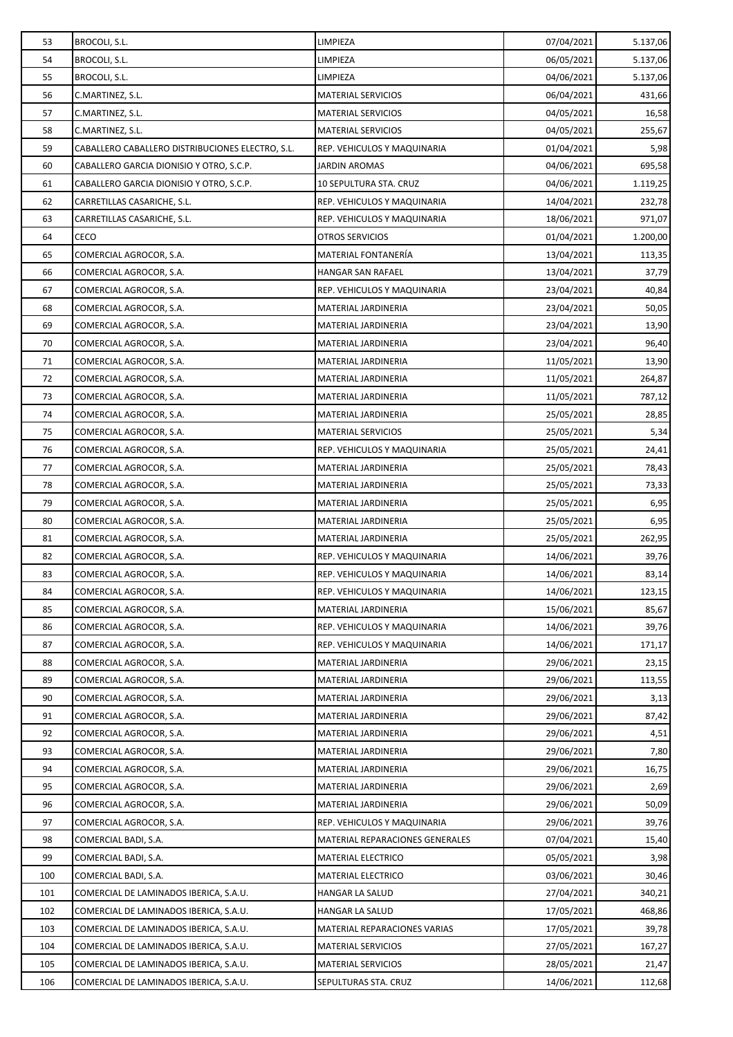| | | | | |
|---|---|---|---|---|
| 53 | BROCOLI, S.L. | LIMPIEZA | 07/04/2021 | 5.137,06 |
| 54 | BROCOLI, S.L. | LIMPIEZA | 06/05/2021 | 5.137,06 |
| 55 | BROCOLI, S.L. | LIMPIEZA | 04/06/2021 | 5.137,06 |
| 56 | C.MARTINEZ, S.L. | MATERIAL SERVICIOS | 06/04/2021 | 431,66 |
| 57 | C.MARTINEZ, S.L. | MATERIAL SERVICIOS | 04/05/2021 | 16,58 |
| 58 | C.MARTINEZ, S.L. | MATERIAL SERVICIOS | 04/05/2021 | 255,67 |
| 59 | CABALLERO CABALLERO DISTRIBUCIONES ELECTRO, S.L. | REP. VEHICULOS Y MAQUINARIA | 01/04/2021 | 5,98 |
| 60 | CABALLERO GARCIA DIONISIO Y OTRO, S.C.P. | JARDIN AROMAS | 04/06/2021 | 695,58 |
| 61 | CABALLERO GARCIA DIONISIO Y OTRO, S.C.P. | 10 SEPULTURA STA. CRUZ | 04/06/2021 | 1.119,25 |
| 62 | CARRETILLAS CASARICHE, S.L. | REP. VEHICULOS Y MAQUINARIA | 14/04/2021 | 232,78 |
| 63 | CARRETILLAS CASARICHE, S.L. | REP. VEHICULOS Y MAQUINARIA | 18/06/2021 | 971,07 |
| 64 | CECO | OTROS SERVICIOS | 01/04/2021 | 1.200,00 |
| 65 | COMERCIAL AGROCOR, S.A. | MATERIAL FONTANERÍA | 13/04/2021 | 113,35 |
| 66 | COMERCIAL AGROCOR, S.A. | HANGAR SAN RAFAEL | 13/04/2021 | 37,79 |
| 67 | COMERCIAL AGROCOR, S.A. | REP. VEHICULOS Y MAQUINARIA | 23/04/2021 | 40,84 |
| 68 | COMERCIAL AGROCOR, S.A. | MATERIAL JARDINERIA | 23/04/2021 | 50,05 |
| 69 | COMERCIAL AGROCOR, S.A. | MATERIAL JARDINERIA | 23/04/2021 | 13,90 |
| 70 | COMERCIAL AGROCOR, S.A. | MATERIAL JARDINERIA | 23/04/2021 | 96,40 |
| 71 | COMERCIAL AGROCOR, S.A. | MATERIAL JARDINERIA | 11/05/2021 | 13,90 |
| 72 | COMERCIAL AGROCOR, S.A. | MATERIAL JARDINERIA | 11/05/2021 | 264,87 |
| 73 | COMERCIAL AGROCOR, S.A. | MATERIAL JARDINERIA | 11/05/2021 | 787,12 |
| 74 | COMERCIAL AGROCOR, S.A. | MATERIAL JARDINERIA | 25/05/2021 | 28,85 |
| 75 | COMERCIAL AGROCOR, S.A. | MATERIAL SERVICIOS | 25/05/2021 | 5,34 |
| 76 | COMERCIAL AGROCOR, S.A. | REP. VEHICULOS Y MAQUINARIA | 25/05/2021 | 24,41 |
| 77 | COMERCIAL AGROCOR, S.A. | MATERIAL JARDINERIA | 25/05/2021 | 78,43 |
| 78 | COMERCIAL AGROCOR, S.A. | MATERIAL JARDINERIA | 25/05/2021 | 73,33 |
| 79 | COMERCIAL AGROCOR, S.A. | MATERIAL JARDINERIA | 25/05/2021 | 6,95 |
| 80 | COMERCIAL AGROCOR, S.A. | MATERIAL JARDINERIA | 25/05/2021 | 6,95 |
| 81 | COMERCIAL AGROCOR, S.A. | MATERIAL JARDINERIA | 25/05/2021 | 262,95 |
| 82 | COMERCIAL AGROCOR, S.A. | REP. VEHICULOS Y MAQUINARIA | 14/06/2021 | 39,76 |
| 83 | COMERCIAL AGROCOR, S.A. | REP. VEHICULOS Y MAQUINARIA | 14/06/2021 | 83,14 |
| 84 | COMERCIAL AGROCOR, S.A. | REP. VEHICULOS Y MAQUINARIA | 14/06/2021 | 123,15 |
| 85 | COMERCIAL AGROCOR, S.A. | MATERIAL JARDINERIA | 15/06/2021 | 85,67 |
| 86 | COMERCIAL AGROCOR, S.A. | REP. VEHICULOS Y MAQUINARIA | 14/06/2021 | 39,76 |
| 87 | COMERCIAL AGROCOR, S.A. | REP. VEHICULOS Y MAQUINARIA | 14/06/2021 | 171,17 |
| 88 | COMERCIAL AGROCOR, S.A. | MATERIAL JARDINERIA | 29/06/2021 | 23,15 |
| 89 | COMERCIAL AGROCOR, S.A. | MATERIAL JARDINERIA | 29/06/2021 | 113,55 |
| 90 | COMERCIAL AGROCOR, S.A. | MATERIAL JARDINERIA | 29/06/2021 | 3,13 |
| 91 | COMERCIAL AGROCOR, S.A. | MATERIAL JARDINERIA | 29/06/2021 | 87,42 |
| 92 | COMERCIAL AGROCOR, S.A. | MATERIAL JARDINERIA | 29/06/2021 | 4,51 |
| 93 | COMERCIAL AGROCOR, S.A. | MATERIAL JARDINERIA | 29/06/2021 | 7,80 |
| 94 | COMERCIAL AGROCOR, S.A. | MATERIAL JARDINERIA | 29/06/2021 | 16,75 |
| 95 | COMERCIAL AGROCOR, S.A. | MATERIAL JARDINERIA | 29/06/2021 | 2,69 |
| 96 | COMERCIAL AGROCOR, S.A. | MATERIAL JARDINERIA | 29/06/2021 | 50,09 |
| 97 | COMERCIAL AGROCOR, S.A. | REP. VEHICULOS Y MAQUINARIA | 29/06/2021 | 39,76 |
| 98 | COMERCIAL BADI, S.A. | MATERIAL REPARACIONES GENERALES | 07/04/2021 | 15,40 |
| 99 | COMERCIAL BADI, S.A. | MATERIAL ELECTRICO | 05/05/2021 | 3,98 |
| 100 | COMERCIAL BADI, S.A. | MATERIAL ELECTRICO | 03/06/2021 | 30,46 |
| 101 | COMERCIAL DE LAMINADOS IBERICA, S.A.U. | HANGAR LA SALUD | 27/04/2021 | 340,21 |
| 102 | COMERCIAL DE LAMINADOS IBERICA, S.A.U. | HANGAR LA SALUD | 17/05/2021 | 468,86 |
| 103 | COMERCIAL DE LAMINADOS IBERICA, S.A.U. | MATERIAL REPARACIONES VARIAS | 17/05/2021 | 39,78 |
| 104 | COMERCIAL DE LAMINADOS IBERICA, S.A.U. | MATERIAL SERVICIOS | 27/05/2021 | 167,27 |
| 105 | COMERCIAL DE LAMINADOS IBERICA, S.A.U. | MATERIAL SERVICIOS | 28/05/2021 | 21,47 |
| 106 | COMERCIAL DE LAMINADOS IBERICA, S.A.U. | SEPULTURAS STA. CRUZ | 14/06/2021 | 112,68 |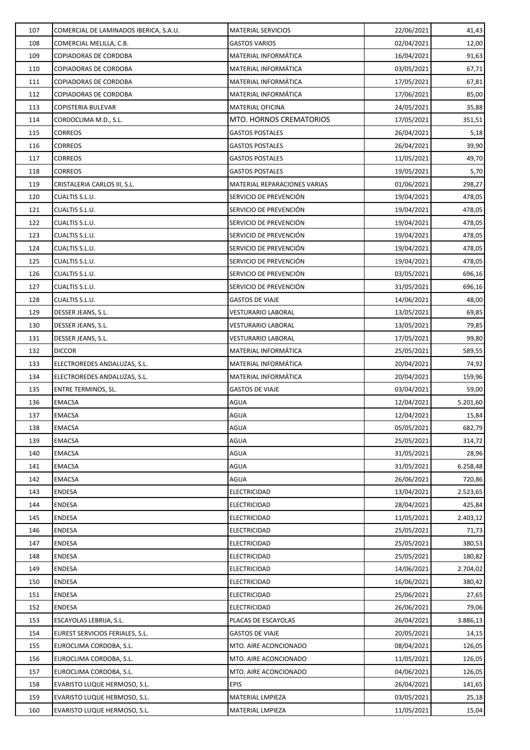| | | | | |
|---|---|---|---|---|
| 107 | COMERCIAL DE LAMINADOS IBERICA, S.A.U. | MATERIAL SERVICIOS | 22/06/2021 | 41,43 |
| 108 | COMERCIAL MELILLA, C.B. | GASTOS VARIOS | 02/04/2021 | 12,00 |
| 109 | COPIADORAS DE CORDOBA | MATERIAL INFORMÁTICA | 16/04/2021 | 91,63 |
| 110 | COPIADORAS DE CORDOBA | MATERIAL INFORMÁTICA | 03/05/2021 | 67,71 |
| 111 | COPIADORAS DE CORDOBA | MATERIAL INFORMÁTICA | 17/05/2021 | 67,81 |
| 112 | COPIADORAS DE CORDOBA | MATERIAL INFORMÁTICA | 17/06/2021 | 85,00 |
| 113 | COPISTERIA BULEVAR | MATERIAL OFICINA | 24/05/2021 | 35,88 |
| 114 | CORDOCLIMA M.D., S.L. | MTO. HORNOS CREMATORIOS | 17/05/2021 | 351,51 |
| 115 | CORREOS | GASTOS POSTALES | 26/04/2021 | 5,18 |
| 116 | CORREOS | GASTOS POSTALES | 26/04/2021 | 39,90 |
| 117 | CORREOS | GASTOS POSTALES | 11/05/2021 | 49,70 |
| 118 | CORREOS | GASTOS POSTALES | 19/05/2021 | 5,70 |
| 119 | CRISTALERIA CARLOS III, S.L. | MATERIAL REPARACIONES VARIAS | 01/06/2021 | 298,27 |
| 120 | CUALTIS S.L.U. | SERVICIO DE PREVENCIÓN | 19/04/2021 | 478,05 |
| 121 | CUALTIS S.L.U. | SERVICIO DE PREVENCIÓN | 19/04/2021 | 478,05 |
| 122 | CUALTIS S.L.U. | SERVICIO DE PREVENCIÓN | 19/04/2021 | 478,05 |
| 123 | CUALTIS S.L.U. | SERVICIO DE PREVENCIÓN | 19/04/2021 | 478,05 |
| 124 | CUALTIS S.L.U. | SERVICIO DE PREVENCIÓN | 19/04/2021 | 478,05 |
| 125 | CUALTIS S.L.U. | SERVICIO DE PREVENCIÓN | 19/04/2021 | 478,05 |
| 126 | CUALTIS S.L.U. | SERVICIO DE PREVENCIÓN | 03/05/2021 | 696,16 |
| 127 | CUALTIS S.L.U. | SERVICIO DE PREVENCIÓN | 31/05/2021 | 696,16 |
| 128 | CUALTIS S.L.U. | GASTOS DE VIAJE | 14/06/2021 | 48,00 |
| 129 | DESSER JEANS, S.L. | VESTURARIO LABORAL | 13/05/2021 | 69,85 |
| 130 | DESSER JEANS, S.L. | VESTURARIO LABORAL | 13/05/2021 | 79,85 |
| 131 | DESSER JEANS, S.L. | VESTURARIO LABORAL | 17/05/2021 | 99,80 |
| 132 | DICCOR | MATERIAL INFORMÁTICA | 25/05/2021 | 589,55 |
| 133 | ELECTROREDES ANDALUZAS, S.L. | MATERIAL INFORMÁTICA | 20/04/2021 | 74,92 |
| 134 | ELECTROREDES ANDALUZAS, S.L. | MATERIAL INFORMÁTICA | 20/04/2021 | 159,96 |
| 135 | ENTRE TERMINOS, SL. | GASTOS DE VIAJE | 03/04/2021 | 59,00 |
| 136 | EMACSA | AGUA | 12/04/2021 | 5.201,60 |
| 137 | EMACSA | AGUA | 12/04/2021 | 15,84 |
| 138 | EMACSA | AGUA | 05/05/2021 | 682,79 |
| 139 | EMACSA | AGUA | 25/05/2021 | 314,72 |
| 140 | EMACSA | AGUA | 31/05/2021 | 28,96 |
| 141 | EMACSA | AGUA | 31/05/2021 | 6.258,48 |
| 142 | EMACSA | AGUA | 26/06/2021 | 720,86 |
| 143 | ENDESA | ELECTRICIDAD | 13/04/2021 | 2.523,65 |
| 144 | ENDESA | ELECTRICIDAD | 28/04/2021 | 425,84 |
| 145 | ENDESA | ELECTRICIDAD | 11/05/2021 | 2.403,12 |
| 146 | ENDESA | ELECTRICIDAD | 25/05/2021 | 71,73 |
| 147 | ENDESA | ELECTRICIDAD | 25/05/2021 | 380,53 |
| 148 | ENDESA | ELECTRICIDAD | 25/05/2021 | 180,82 |
| 149 | ENDESA | ELECTRICIDAD | 14/06/2021 | 2.704,02 |
| 150 | ENDESA | ELECTRICIDAD | 16/06/2021 | 380,42 |
| 151 | ENDESA | ELECTRICIDAD | 25/06/2021 | 27,65 |
| 152 | ENDESA | ELECTRICIDAD | 26/06/2021 | 79,06 |
| 153 | ESCAYOLAS LEBRIJA, S.L. | PLACAS DE ESCAYOLAS | 26/04/2021 | 3.886,13 |
| 154 | EUREST SERVICIOS FERIALES, S.L. | GASTOS DE VIAJE | 20/05/2021 | 14,15 |
| 155 | EUROCLIMA CORDOBA, S.L. | MTO. AIRE ACONCIONADO | 08/04/2021 | 126,05 |
| 156 | EUROCLIMA CORDOBA, S.L. | MTO. AIRE ACONCIONADO | 11/05/2021 | 126,05 |
| 157 | EUROCLIMA CORDOBA, S.L. | MTO. AIRE ACONCIONADO | 04/06/2021 | 126,05 |
| 158 | EVARISTO LUQUE HERMOSO, S.L. | EPIS | 26/04/2021 | 141,65 |
| 159 | EVARISTO LUQUE HERMOSO, S.L. | MATERIAL LMPIEZA | 03/05/2021 | 25,18 |
| 160 | EVARISTO LUQUE HERMOSO, S.L. | MATERIAL LMPIEZA | 11/05/2021 | 15,04 |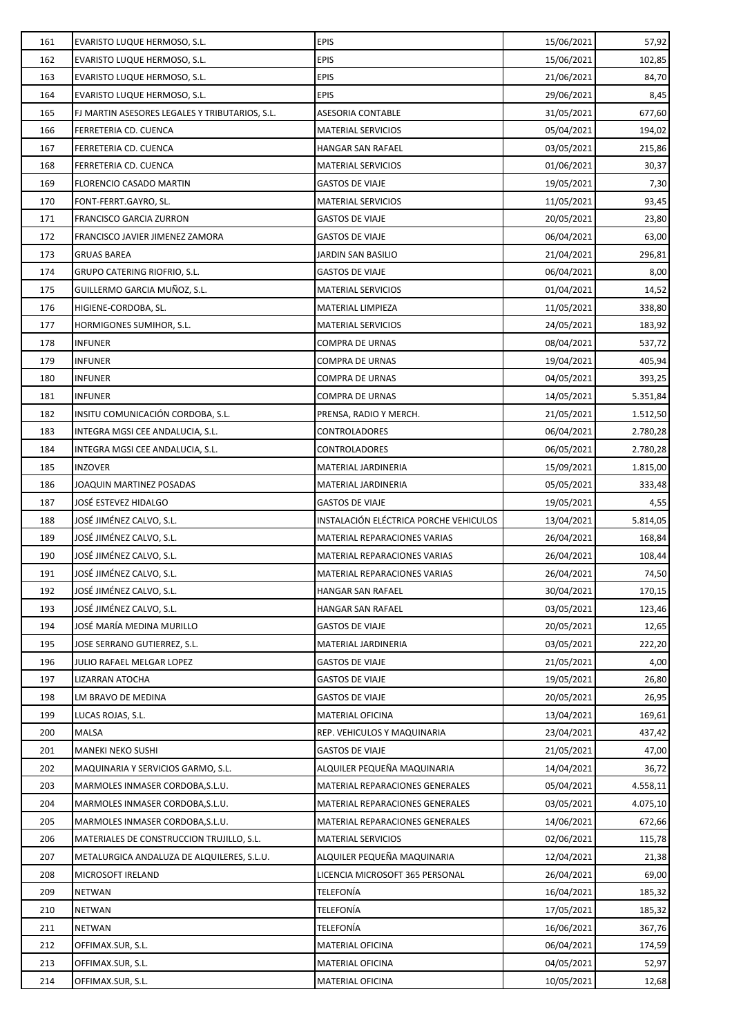| | | | | |
|---|---|---|---|---|
| 161 | EVARISTO LUQUE HERMOSO, S.L. | EPIS | 15/06/2021 | 57,92 |
| 162 | EVARISTO LUQUE HERMOSO, S.L. | EPIS | 15/06/2021 | 102,85 |
| 163 | EVARISTO LUQUE HERMOSO, S.L. | EPIS | 21/06/2021 | 84,70 |
| 164 | EVARISTO LUQUE HERMOSO, S.L. | EPIS | 29/06/2021 | 8,45 |
| 165 | FJ MARTIN ASESORES LEGALES Y TRIBUTARIOS, S.L. | ASESORIA CONTABLE | 31/05/2021 | 677,60 |
| 166 | FERRETERIA CD. CUENCA | MATERIAL SERVICIOS | 05/04/2021 | 194,02 |
| 167 | FERRETERIA CD. CUENCA | HANGAR SAN RAFAEL | 03/05/2021 | 215,86 |
| 168 | FERRETERIA CD. CUENCA | MATERIAL SERVICIOS | 01/06/2021 | 30,37 |
| 169 | FLORENCIO CASADO MARTIN | GASTOS DE VIAJE | 19/05/2021 | 7,30 |
| 170 | FONT-FERRT.GAYRO, SL. | MATERIAL SERVICIOS | 11/05/2021 | 93,45 |
| 171 | FRANCISCO GARCIA ZURRON | GASTOS DE VIAJE | 20/05/2021 | 23,80 |
| 172 | FRANCISCO JAVIER JIMENEZ ZAMORA | GASTOS DE VIAJE | 06/04/2021 | 63,00 |
| 173 | GRUAS BAREA | JARDIN SAN BASILIO | 21/04/2021 | 296,81 |
| 174 | GRUPO CATERING RIOFRIO, S.L. | GASTOS DE VIAJE | 06/04/2021 | 8,00 |
| 175 | GUILLERMO GARCIA MUÑOZ, S.L. | MATERIAL SERVICIOS | 01/04/2021 | 14,52 |
| 176 | HIGIENE-CORDOBA, SL. | MATERIAL LIMPIEZA | 11/05/2021 | 338,80 |
| 177 | HORMIGONES SUMIHOR, S.L. | MATERIAL SERVICIOS | 24/05/2021 | 183,92 |
| 178 | INFUNER | COMPRA DE URNAS | 08/04/2021 | 537,72 |
| 179 | INFUNER | COMPRA DE URNAS | 19/04/2021 | 405,94 |
| 180 | INFUNER | COMPRA DE URNAS | 04/05/2021 | 393,25 |
| 181 | INFUNER | COMPRA DE URNAS | 14/05/2021 | 5.351,84 |
| 182 | INSITU COMUNICACIÓN CORDOBA, S.L. | PRENSA, RADIO Y MERCH. | 21/05/2021 | 1.512,50 |
| 183 | INTEGRA MGSI CEE ANDALUCIA, S.L. | CONTROLADORES | 06/04/2021 | 2.780,28 |
| 184 | INTEGRA MGSI CEE ANDALUCIA, S.L. | CONTROLADORES | 06/05/2021 | 2.780,28 |
| 185 | INZOVER | MATERIAL JARDINERIA | 15/09/2021 | 1.815,00 |
| 186 | JOAQUIN MARTINEZ POSADAS | MATERIAL JARDINERIA | 05/05/2021 | 333,48 |
| 187 | JOSÉ ESTEVEZ HIDALGO | GASTOS DE VIAJE | 19/05/2021 | 4,55 |
| 188 | JOSÉ JIMÉNEZ CALVO, S.L. | INSTALACIÓN ELÉCTRICA PORCHE VEHICULOS | 13/04/2021 | 5.814,05 |
| 189 | JOSÉ JIMÉNEZ CALVO, S.L. | MATERIAL REPARACIONES VARIAS | 26/04/2021 | 168,84 |
| 190 | JOSÉ JIMÉNEZ CALVO, S.L. | MATERIAL REPARACIONES VARIAS | 26/04/2021 | 108,44 |
| 191 | JOSÉ JIMÉNEZ CALVO, S.L. | MATERIAL REPARACIONES VARIAS | 26/04/2021 | 74,50 |
| 192 | JOSÉ JIMÉNEZ CALVO, S.L. | HANGAR SAN RAFAEL | 30/04/2021 | 170,15 |
| 193 | JOSÉ JIMÉNEZ CALVO, S.L. | HANGAR SAN RAFAEL | 03/05/2021 | 123,46 |
| 194 | JOSÉ MARÍA MEDINA MURILLO | GASTOS DE VIAJE | 20/05/2021 | 12,65 |
| 195 | JOSE SERRANO GUTIERREZ, S.L. | MATERIAL JARDINERIA | 03/05/2021 | 222,20 |
| 196 | JULIO RAFAEL MELGAR LOPEZ | GASTOS DE VIAJE | 21/05/2021 | 4,00 |
| 197 | LIZARRAN ATOCHA | GASTOS DE VIAJE | 19/05/2021 | 26,80 |
| 198 | LM BRAVO DE MEDINA | GASTOS DE VIAJE | 20/05/2021 | 26,95 |
| 199 | LUCAS ROJAS, S.L. | MATERIAL OFICINA | 13/04/2021 | 169,61 |
| 200 | MALSA | REP. VEHICULOS Y MAQUINARIA | 23/04/2021 | 437,42 |
| 201 | MANEKI NEKO SUSHI | GASTOS DE VIAJE | 21/05/2021 | 47,00 |
| 202 | MAQUINARIA Y SERVICIOS GARMO, S.L. | ALQUILER PEQUEÑA MAQUINARIA | 14/04/2021 | 36,72 |
| 203 | MARMOLES INMASER CORDOBA,S.L.U. | MATERIAL REPARACIONES GENERALES | 05/04/2021 | 4.558,11 |
| 204 | MARMOLES INMASER CORDOBA,S.L.U. | MATERIAL REPARACIONES GENERALES | 03/05/2021 | 4.075,10 |
| 205 | MARMOLES INMASER CORDOBA,S.L.U. | MATERIAL REPARACIONES GENERALES | 14/06/2021 | 672,66 |
| 206 | MATERIALES DE CONSTRUCCION TRUJILLO, S.L. | MATERIAL SERVICIOS | 02/06/2021 | 115,78 |
| 207 | METALURGICA ANDALUZA DE ALQUILERES, S.L.U. | ALQUILER PEQUEÑA MAQUINARIA | 12/04/2021 | 21,38 |
| 208 | MICROSOFT IRELAND | LICENCIA MICROSOFT 365 PERSONAL | 26/04/2021 | 69,00 |
| 209 | NETWAN | TELEFONÍA | 16/04/2021 | 185,32 |
| 210 | NETWAN | TELEFONÍA | 17/05/2021 | 185,32 |
| 211 | NETWAN | TELEFONÍA | 16/06/2021 | 367,76 |
| 212 | OFFIMAX.SUR, S.L. | MATERIAL OFICINA | 06/04/2021 | 174,59 |
| 213 | OFFIMAX.SUR, S.L. | MATERIAL OFICINA | 04/05/2021 | 52,97 |
| 214 | OFFIMAX.SUR, S.L. | MATERIAL OFICINA | 10/05/2021 | 12,68 |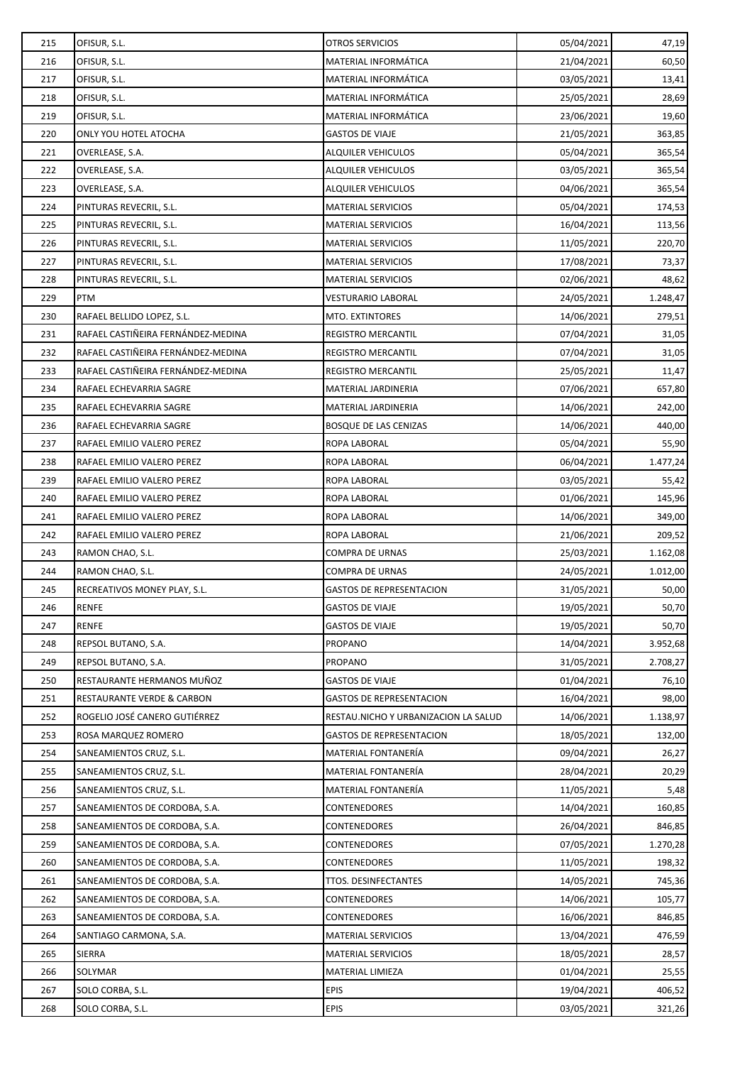| | | | | |
|---|---|---|---|---|
| 215 | OFISUR, S.L. | OTROS SERVICIOS | 05/04/2021 | 47,19 |
| 216 | OFISUR, S.L. | MATERIAL INFORMÁTICA | 21/04/2021 | 60,50 |
| 217 | OFISUR, S.L. | MATERIAL INFORMÁTICA | 03/05/2021 | 13,41 |
| 218 | OFISUR, S.L. | MATERIAL INFORMÁTICA | 25/05/2021 | 28,69 |
| 219 | OFISUR, S.L. | MATERIAL INFORMÁTICA | 23/06/2021 | 19,60 |
| 220 | ONLY YOU HOTEL ATOCHA | GASTOS DE VIAJE | 21/05/2021 | 363,85 |
| 221 | OVERLEASE, S.A. | ALQUILER VEHICULOS | 05/04/2021 | 365,54 |
| 222 | OVERLEASE, S.A. | ALQUILER VEHICULOS | 03/05/2021 | 365,54 |
| 223 | OVERLEASE, S.A. | ALQUILER VEHICULOS | 04/06/2021 | 365,54 |
| 224 | PINTURAS REVECRIL, S.L. | MATERIAL SERVICIOS | 05/04/2021 | 174,53 |
| 225 | PINTURAS REVECRIL, S.L. | MATERIAL SERVICIOS | 16/04/2021 | 113,56 |
| 226 | PINTURAS REVECRIL, S.L. | MATERIAL SERVICIOS | 11/05/2021 | 220,70 |
| 227 | PINTURAS REVECRIL, S.L. | MATERIAL SERVICIOS | 17/08/2021 | 73,37 |
| 228 | PINTURAS REVECRIL, S.L. | MATERIAL SERVICIOS | 02/06/2021 | 48,62 |
| 229 | PTM | VESTURARIO LABORAL | 24/05/2021 | 1.248,47 |
| 230 | RAFAEL BELLIDO LOPEZ, S.L. | MTO. EXTINTORES | 14/06/2021 | 279,51 |
| 231 | RAFAEL CASTIÑEIRA FERNÁNDEZ-MEDINA | REGISTRO MERCANTIL | 07/04/2021 | 31,05 |
| 232 | RAFAEL CASTIÑEIRA FERNÁNDEZ-MEDINA | REGISTRO MERCANTIL | 07/04/2021 | 31,05 |
| 233 | RAFAEL CASTIÑEIRA FERNÁNDEZ-MEDINA | REGISTRO MERCANTIL | 25/05/2021 | 11,47 |
| 234 | RAFAEL ECHEVARRIA SAGRE | MATERIAL JARDINERIA | 07/06/2021 | 657,80 |
| 235 | RAFAEL ECHEVARRIA SAGRE | MATERIAL JARDINERIA | 14/06/2021 | 242,00 |
| 236 | RAFAEL ECHEVARRIA SAGRE | BOSQUE DE LAS CENIZAS | 14/06/2021 | 440,00 |
| 237 | RAFAEL EMILIO VALERO PEREZ | ROPA LABORAL | 05/04/2021 | 55,90 |
| 238 | RAFAEL EMILIO VALERO PEREZ | ROPA LABORAL | 06/04/2021 | 1.477,24 |
| 239 | RAFAEL EMILIO VALERO PEREZ | ROPA LABORAL | 03/05/2021 | 55,42 |
| 240 | RAFAEL EMILIO VALERO PEREZ | ROPA LABORAL | 01/06/2021 | 145,96 |
| 241 | RAFAEL EMILIO VALERO PEREZ | ROPA LABORAL | 14/06/2021 | 349,00 |
| 242 | RAFAEL EMILIO VALERO PEREZ | ROPA LABORAL | 21/06/2021 | 209,52 |
| 243 | RAMON CHAO, S.L. | COMPRA DE URNAS | 25/03/2021 | 1.162,08 |
| 244 | RAMON CHAO, S.L. | COMPRA DE URNAS | 24/05/2021 | 1.012,00 |
| 245 | RECREATIVOS MONEY PLAY, S.L. | GASTOS DE REPRESENTACION | 31/05/2021 | 50,00 |
| 246 | RENFE | GASTOS DE VIAJE | 19/05/2021 | 50,70 |
| 247 | RENFE | GASTOS DE VIAJE | 19/05/2021 | 50,70 |
| 248 | REPSOL BUTANO, S.A. | PROPANO | 14/04/2021 | 3.952,68 |
| 249 | REPSOL BUTANO, S.A. | PROPANO | 31/05/2021 | 2.708,27 |
| 250 | RESTAURANTE HERMANOS MUÑOZ | GASTOS DE VIAJE | 01/04/2021 | 76,10 |
| 251 | RESTAURANTE VERDE & CARBON | GASTOS DE REPRESENTACION | 16/04/2021 | 98,00 |
| 252 | ROGELIO JOSÉ CANERO GUTIÉRREZ | RESTAU.NICHO Y URBANIZACION LA SALUD | 14/06/2021 | 1.138,97 |
| 253 | ROSA MARQUEZ ROMERO | GASTOS DE REPRESENTACION | 18/05/2021 | 132,00 |
| 254 | SANEAMIENTOS CRUZ, S.L. | MATERIAL FONTANERÍA | 09/04/2021 | 26,27 |
| 255 | SANEAMIENTOS CRUZ, S.L. | MATERIAL FONTANERÍA | 28/04/2021 | 20,29 |
| 256 | SANEAMIENTOS CRUZ, S.L. | MATERIAL FONTANERÍA | 11/05/2021 | 5,48 |
| 257 | SANEAMIENTOS DE CORDOBA, S.A. | CONTENEDORES | 14/04/2021 | 160,85 |
| 258 | SANEAMIENTOS DE CORDOBA, S.A. | CONTENEDORES | 26/04/2021 | 846,85 |
| 259 | SANEAMIENTOS DE CORDOBA, S.A. | CONTENEDORES | 07/05/2021 | 1.270,28 |
| 260 | SANEAMIENTOS DE CORDOBA, S.A. | CONTENEDORES | 11/05/2021 | 198,32 |
| 261 | SANEAMIENTOS DE CORDOBA, S.A. | TTOS. DESINFECTANTES | 14/05/2021 | 745,36 |
| 262 | SANEAMIENTOS DE CORDOBA, S.A. | CONTENEDORES | 14/06/2021 | 105,77 |
| 263 | SANEAMIENTOS DE CORDOBA, S.A. | CONTENEDORES | 16/06/2021 | 846,85 |
| 264 | SANTIAGO CARMONA, S.A. | MATERIAL SERVICIOS | 13/04/2021 | 476,59 |
| 265 | SIERRA | MATERIAL SERVICIOS | 18/05/2021 | 28,57 |
| 266 | SOLYMAR | MATERIAL LIMIEZA | 01/04/2021 | 25,55 |
| 267 | SOLO CORBA, S.L. | EPIS | 19/04/2021 | 406,52 |
| 268 | SOLO CORBA, S.L. | EPIS | 03/05/2021 | 321,26 |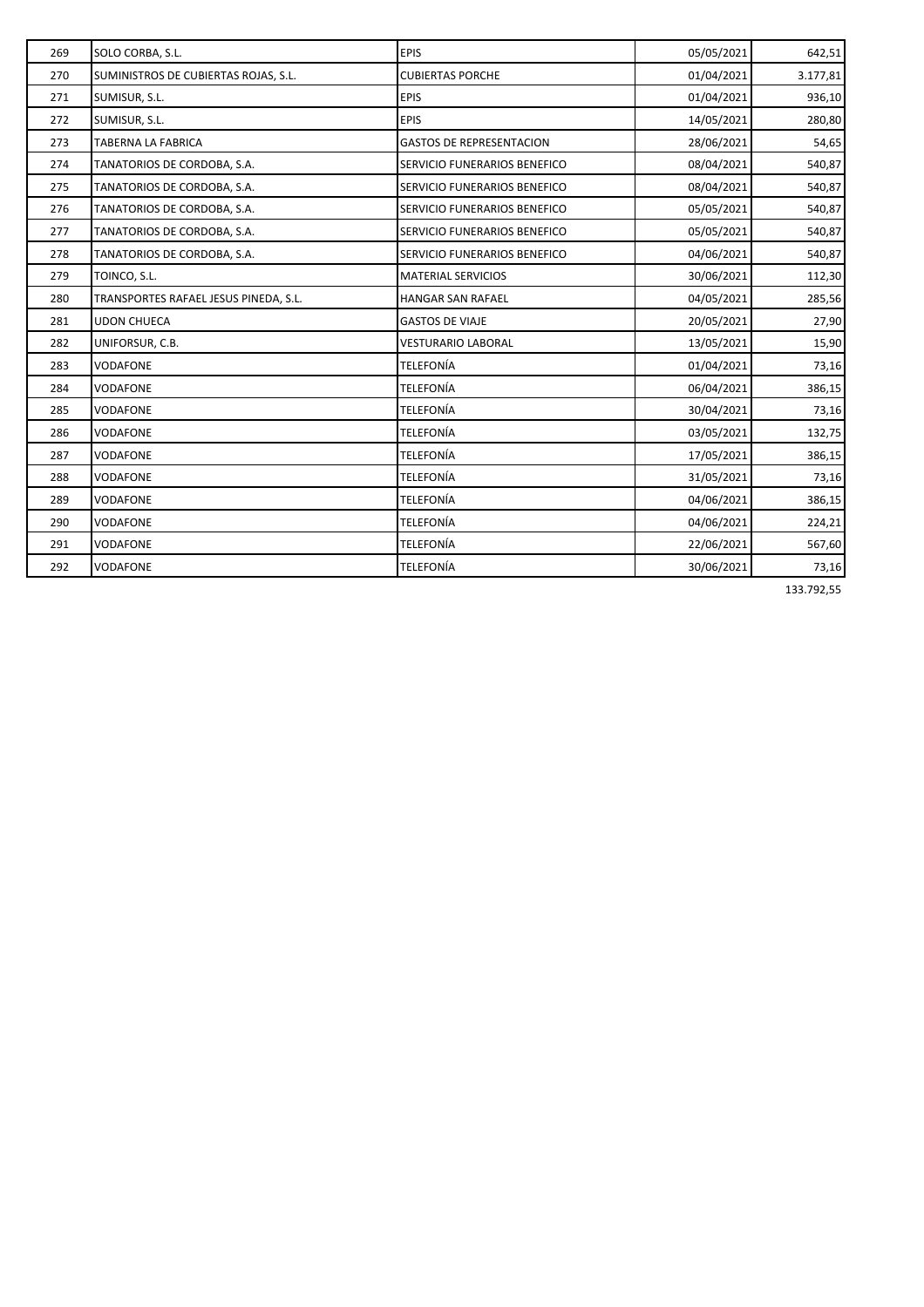| | | | | |
|---|---|---|---|---|
| 269 | SOLO CORBA, S.L. | EPIS | 05/05/2021 | 642,51 |
| 270 | SUMINISTROS DE CUBIERTAS ROJAS, S.L. | CUBIERTAS PORCHE | 01/04/2021 | 3.177,81 |
| 271 | SUMISUR, S.L. | EPIS | 01/04/2021 | 936,10 |
| 272 | SUMISUR, S.L. | EPIS | 14/05/2021 | 280,80 |
| 273 | TABERNA LA FABRICA | GASTOS DE REPRESENTACION | 28/06/2021 | 54,65 |
| 274 | TANATORIOS DE CORDOBA, S.A. | SERVICIO FUNERARIOS BENEFICO | 08/04/2021 | 540,87 |
| 275 | TANATORIOS DE CORDOBA, S.A. | SERVICIO FUNERARIOS BENEFICO | 08/04/2021 | 540,87 |
| 276 | TANATORIOS DE CORDOBA, S.A. | SERVICIO FUNERARIOS BENEFICO | 05/05/2021 | 540,87 |
| 277 | TANATORIOS DE CORDOBA, S.A. | SERVICIO FUNERARIOS BENEFICO | 05/05/2021 | 540,87 |
| 278 | TANATORIOS DE CORDOBA, S.A. | SERVICIO FUNERARIOS BENEFICO | 04/06/2021 | 540,87 |
| 279 | TOINCO, S.L. | MATERIAL SERVICIOS | 30/06/2021 | 112,30 |
| 280 | TRANSPORTES RAFAEL JESUS PINEDA, S.L. | HANGAR SAN RAFAEL | 04/05/2021 | 285,56 |
| 281 | UDON CHUECA | GASTOS DE VIAJE | 20/05/2021 | 27,90 |
| 282 | UNIFORSUR, C.B. | VESTURARIO LABORAL | 13/05/2021 | 15,90 |
| 283 | VODAFONE | TELEFONÍA | 01/04/2021 | 73,16 |
| 284 | VODAFONE | TELEFONÍA | 06/04/2021 | 386,15 |
| 285 | VODAFONE | TELEFONÍA | 30/04/2021 | 73,16 |
| 286 | VODAFONE | TELEFONÍA | 03/05/2021 | 132,75 |
| 287 | VODAFONE | TELEFONÍA | 17/05/2021 | 386,15 |
| 288 | VODAFONE | TELEFONÍA | 31/05/2021 | 73,16 |
| 289 | VODAFONE | TELEFONÍA | 04/06/2021 | 386,15 |
| 290 | VODAFONE | TELEFONÍA | 04/06/2021 | 224,21 |
| 291 | VODAFONE | TELEFONÍA | 22/06/2021 | 567,60 |
| 292 | VODAFONE | TELEFONÍA | 30/06/2021 | 73,16 |
| | | | | 133.792,55 |